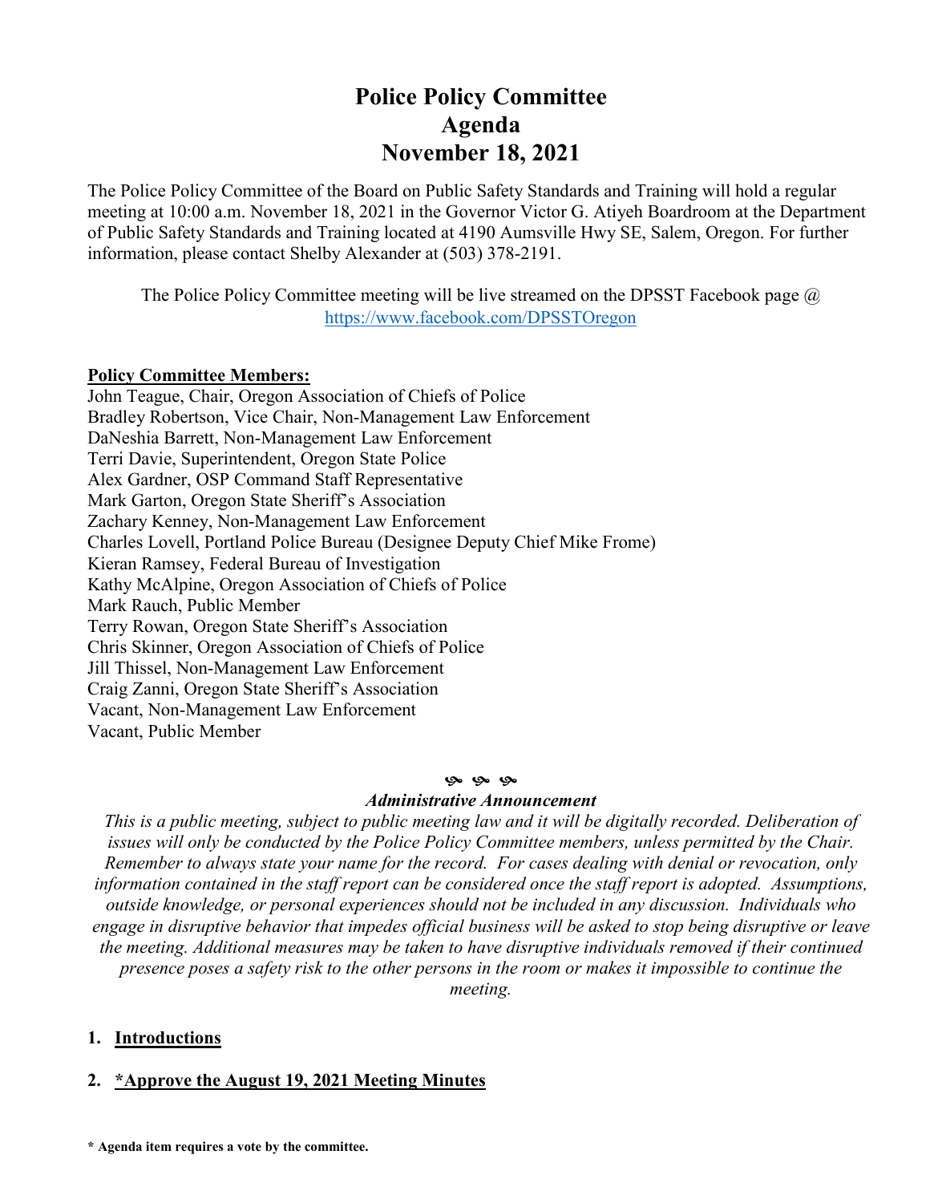# Police Policy Committee
# Agenda
# November 18, 2021

The Police Policy Committee of the Board on Public Safety Standards and Training will hold a regular meeting at 10:00 a.m. November 18, 2021 in the Governor Victor G. Atiyeh Boardroom at the Department of Public Safety Standards and Training located at 4190 Aumsville Hwy SE, Salem, Oregon. For further information, please contact Shelby Alexander at (503) 378-2191.

The Police Policy Committee meeting will be live streamed on the DPSST Facebook page @ https://www.facebook.com/DPSSTOregon

**Policy Committee Members:**

John Teague, Chair, Oregon Association of Chiefs of Police
Bradley Robertson, Vice Chair, Non-Management Law Enforcement
DaNeshia Barrett, Non-Management Law Enforcement
Terri Davie, Superintendent, Oregon State Police
Alex Gardner, OSP Command Staff Representative
Mark Garton, Oregon State Sheriff's Association
Zachary Kenney, Non-Management Law Enforcement
Charles Lovell, Portland Police Bureau (Designee Deputy Chief Mike Frome)
Kieran Ramsey, Federal Bureau of Investigation
Kathy McAlpine, Oregon Association of Chiefs of Police
Mark Rauch, Public Member
Terry Rowan, Oregon State Sheriff's Association
Chris Skinner, Oregon Association of Chiefs of Police
Jill Thissel, Non-Management Law Enforcement
Craig Zanni, Oregon State Sheriff's Association
Vacant, Non-Management Law Enforcement
Vacant, Public Member

***Administrative Announcement***

*This is a public meeting, subject to public meeting law and it will be digitally recorded. Deliberation of issues will only be conducted by the Police Policy Committee members, unless permitted by the Chair. Remember to always state your name for the record. For cases dealing with denial or revocation, only information contained in the staff report can be considered once the staff report is adopted. Assumptions, outside knowledge, or personal experiences should not be included in any discussion. Individuals who engage in disruptive behavior that impedes official business will be asked to stop being disruptive or leave the meeting. Additional measures may be taken to have disruptive individuals removed if their continued presence poses a safety risk to the other persons in the room or makes it impossible to continue the meeting.*

1. **Introductions**

2. ***Approve the August 19, 2021 Meeting Minutes**

**\* Agenda item requires a vote by the committee.**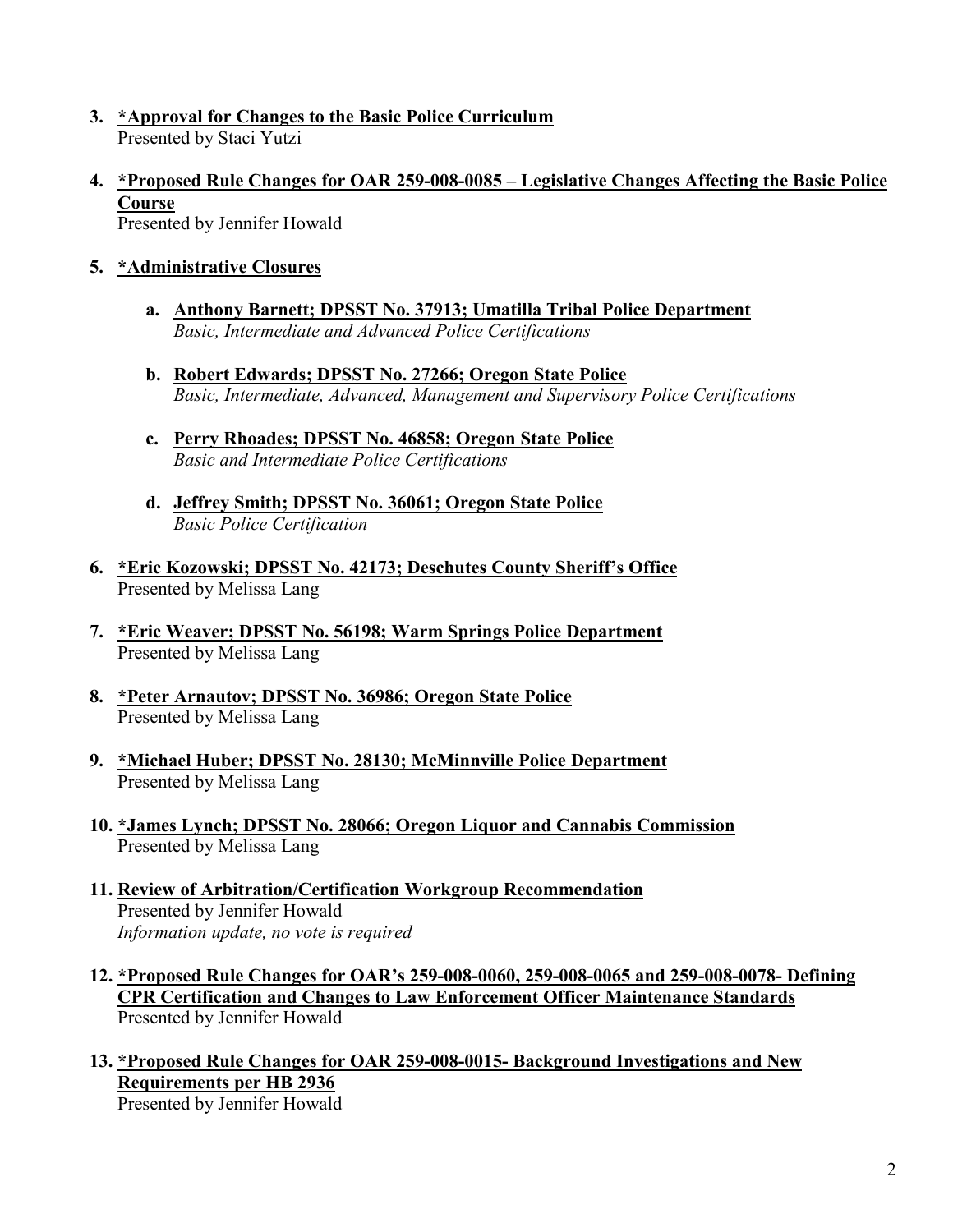3. **<u>*Approval for Changes to the Basic Police Curriculum</u>**
   Presented by Staci Yutzi

4. **<u>*Proposed Rule Changes for OAR 259-008-0085 – Legislative Changes Affecting the Basic Police Course</u>**
   Presented by Jennifer Howald

5. **<u>*Administrative Closures</u>**

   a. **<u>Anthony Barnett; DPSST No. 37913; Umatilla Tribal Police Department</u>**
      *Basic, Intermediate and Advanced Police Certifications*

   b. **<u>Robert Edwards; DPSST No. 27266; Oregon State Police</u>**
      *Basic, Intermediate, Advanced, Management and Supervisory Police Certifications*

   c. **<u>Perry Rhoades; DPSST No. 46858; Oregon State Police</u>**
      *Basic and Intermediate Police Certifications*

   d. **<u>Jeffrey Smith; DPSST No. 36061; Oregon State Police</u>**
      *Basic Police Certification*

6. **<u>*Eric Kozowski; DPSST No. 42173; Deschutes County Sheriff's Office</u>**
   Presented by Melissa Lang

7. **<u>*Eric Weaver; DPSST No. 56198; Warm Springs Police Department</u>**
   Presented by Melissa Lang

8. **<u>*Peter Arnautov; DPSST No. 36986; Oregon State Police</u>**
   Presented by Melissa Lang

9. **<u>*Michael Huber; DPSST No. 28130; McMinnville Police Department</u>**
   Presented by Melissa Lang

10. **<u>*James Lynch; DPSST No. 28066; Oregon Liquor and Cannabis Commission</u>**
    Presented by Melissa Lang

11. **<u>Review of Arbitration/Certification Workgroup Recommendation</u>**
    Presented by Jennifer Howald
    *Information update, no vote is required*

12. **<u>*Proposed Rule Changes for OAR's 259-008-0060, 259-008-0065 and 259-008-0078- Defining CPR Certification and Changes to Law Enforcement Officer Maintenance Standards</u>**
    Presented by Jennifer Howald

13. **<u>*Proposed Rule Changes for OAR 259-008-0015- Background Investigations and New Requirements per HB 2936</u>**
    Presented by Jennifer Howald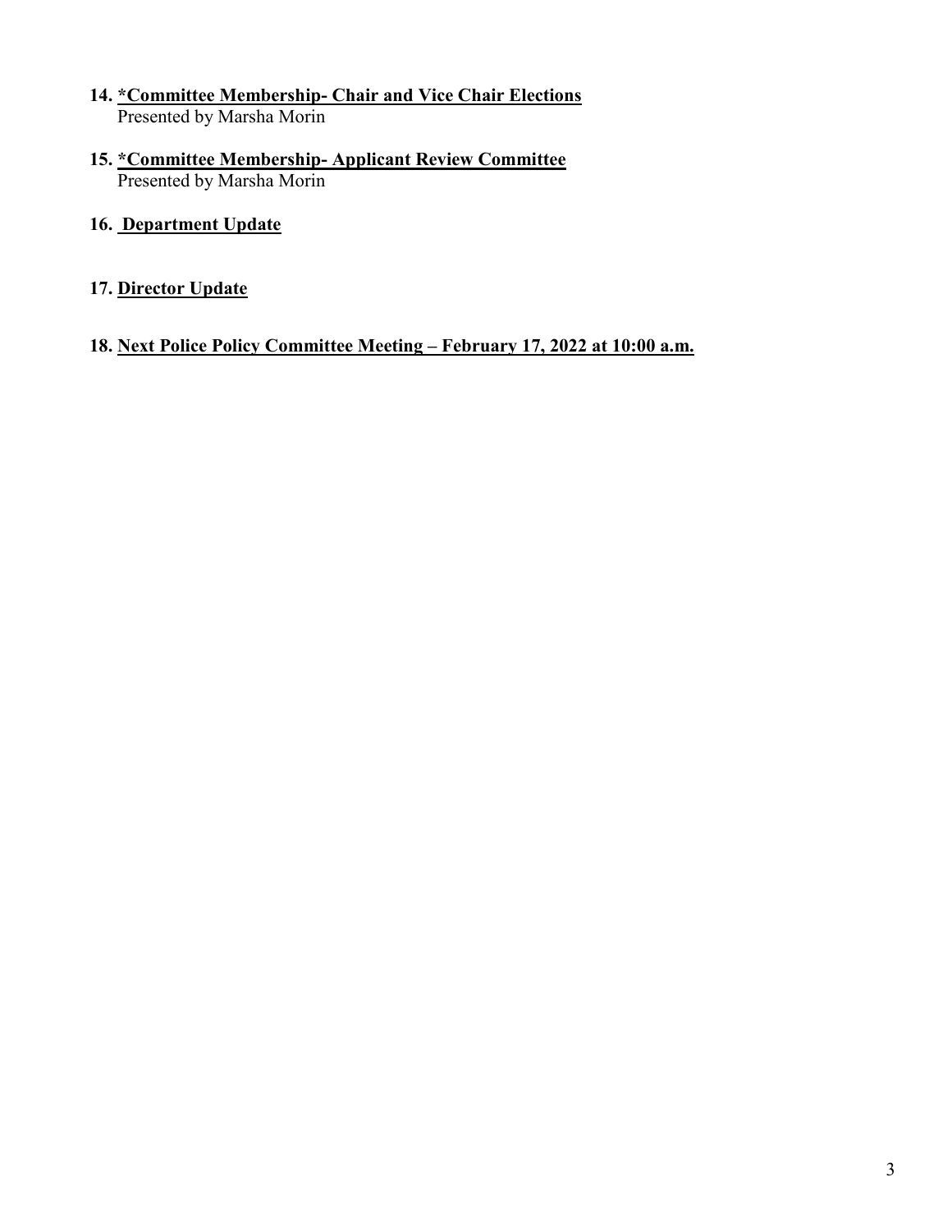14. **\*Committee Membership- Chair and Vice Chair Elections**
    Presented by Marsha Morin

15. **\*Committee Membership- Applicant Review Committee**
    Presented by Marsha Morin

16. **Department Update**

17. **Director Update**

18. **Next Police Policy Committee Meeting – February 17, 2022 at 10:00 a.m.**